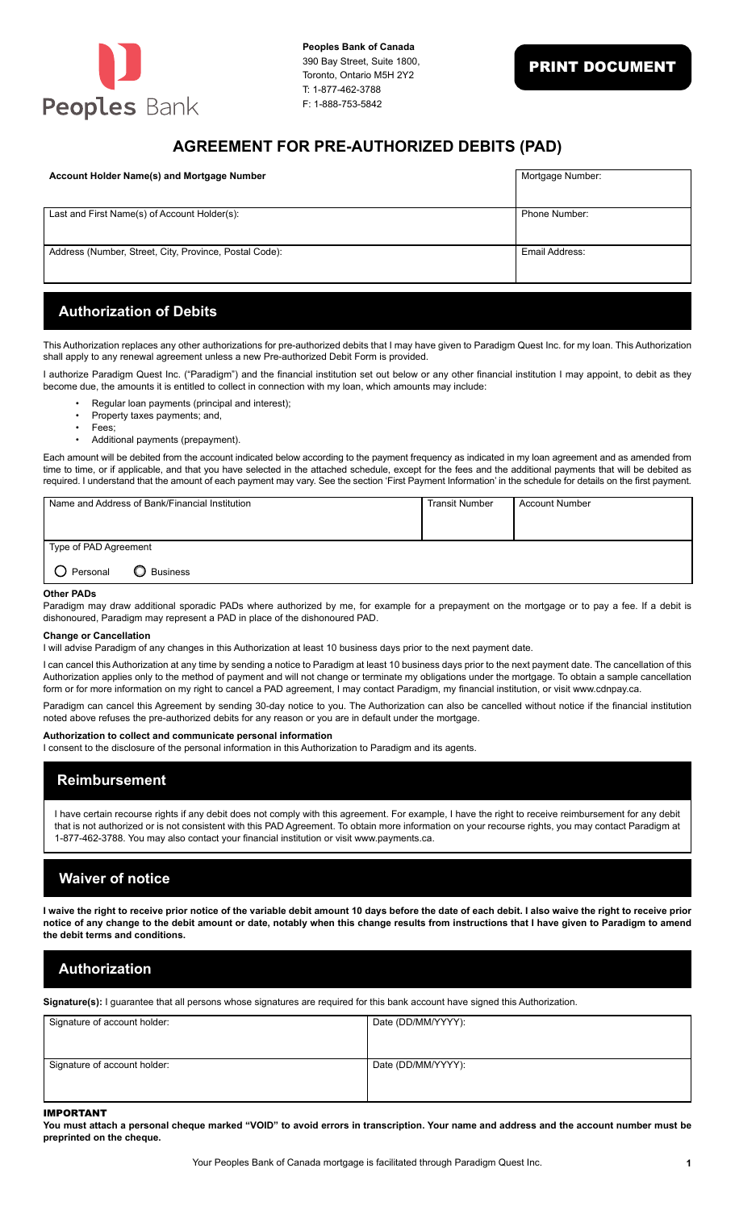Peoples Bank

**Peoples Bank of Canada**
390 Bay Street, Suite 1800,
Toronto, Ontario M5H 2Y2
T: 1-877-462-3788
F: 1-888-753-5842

PRINT DOCUMENT

# AGREEMENT FOR PRE-AUTHORIZED DEBITS (PAD)

| **Account Holder Name(s) and Mortgage Number** | Mortgage Number: |
|---|---|
| Last and First Name(s) of Account Holder(s): | Phone Number: |
| Address (Number, Street, City, Province, Postal Code): | Email Address: |

## Authorization of Debits

This Authorization replaces any other authorizations for pre-authorized debits that I may have given to Paradigm Quest Inc. for my loan. This Authorization shall apply to any renewal agreement unless a new Pre-authorized Debit Form is provided.

I authorize Paradigm Quest Inc. ("Paradigm") and the financial institution set out below or any other financial institution I may appoint, to debit as they become due, the amounts it is entitled to collect in connection with my loan, which amounts may include:

- Regular loan payments (principal and interest);
- Property taxes payments; and,
- Fees;
- Additional payments (prepayment).

Each amount will be debited from the account indicated below according to the payment frequency as indicated in my loan agreement and as amended from time to time, or if applicable, and that you have selected in the attached schedule, except for the fees and the additional payments that will be debited as required. I understand that the amount of each payment may vary. See the section 'First Payment Information' in the schedule for details on the first payment.

| Name and Address of Bank/Financial Institution | Transit Number | Account Number |
|---|---|---|
| Type of PAD Agreement | | |
| ○ Personal ○ Business | | |

**Other PADs**

Paradigm may draw additional sporadic PADs where authorized by me, for example for a prepayment on the mortgage or to pay a fee. If a debit is dishonoured, Paradigm may represent a PAD in place of the dishonoured PAD.

**Change or Cancellation**

I will advise Paradigm of any changes in this Authorization at least 10 business days prior to the next payment date.

I can cancel this Authorization at any time by sending a notice to Paradigm at least 10 business days prior to the next payment date. The cancellation of this Authorization applies only to the method of payment and will not change or terminate my obligations under the mortgage. To obtain a sample cancellation form or for more information on my right to cancel a PAD agreement, I may contact Paradigm, my financial institution, or visit www.cdnpay.ca.

Paradigm can cancel this Agreement by sending 30-day notice to you. The Authorization can also be cancelled without notice if the financial institution noted above refuses the pre-authorized debits for any reason or you are in default under the mortgage.

**Authorization to collect and communicate personal information**

I consent to the disclosure of the personal information in this Authorization to Paradigm and its agents.

## Reimbursement

I have certain recourse rights if any debit does not comply with this agreement. For example, I have the right to receive reimbursement for any debit that is not authorized or is not consistent with this PAD Agreement. To obtain more information on your recourse rights, you may contact Paradigm at 1-877-462-3788. You may also contact your financial institution or visit www.payments.ca.

## Waiver of notice

**I waive the right to receive prior notice of the variable debit amount 10 days before the date of each debit. I also waive the right to receive prior notice of any change to the debit amount or date, notably when this change results from instructions that I have given to Paradigm to amend the debit terms and conditions.**

## Authorization

**Signature(s):** I guarantee that all persons whose signatures are required for this bank account have signed this Authorization.

| Signature of account holder: | Date (DD/MM/YYYY): |
|---|---|
| Signature of account holder: | Date (DD/MM/YYYY): |

**IMPORTANT**

**You must attach a personal cheque marked "VOID" to avoid errors in transcription. Your name and address and the account number must be preprinted on the cheque.**

Your Peoples Bank of Canada mortgage is facilitated through Paradigm Quest Inc.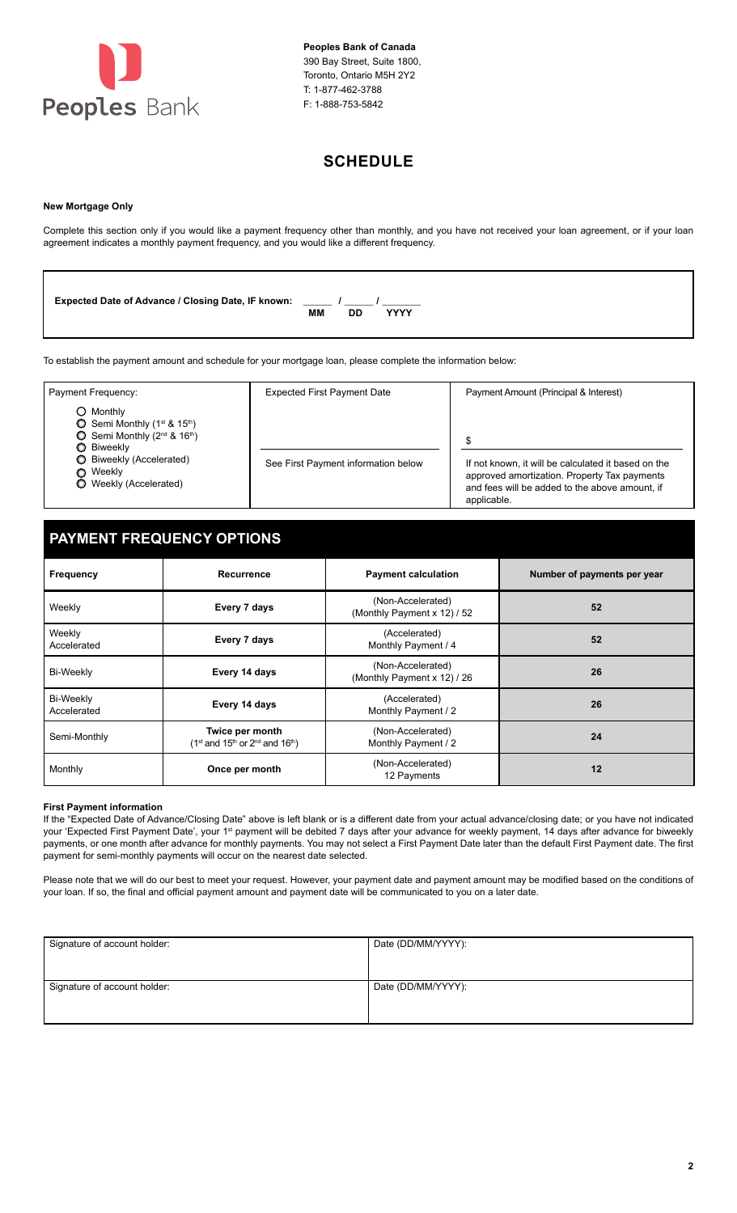Peoples Bank

**Peoples Bank of Canada**
390 Bay Street, Suite 1800,
Toronto, Ontario M5H 2Y2
T: 1-877-462-3788
F: 1-888-753-5842

# SCHEDULE

**New Mortgage Only**

Complete this section only if you would like a payment frequency other than monthly, and you have not received your loan agreement, or if your loan agreement indicates a monthly payment frequency, and you would like a different frequency.

**Expected Date of Advance / Closing Date, IF known:** _____ / _____ / _______
**MM DD YYYY**

To establish the payment amount and schedule for your mortgage loan, please complete the information below:

| Payment Frequency: | Expected First Payment Date | Payment Amount (Principal & Interest) |
|---|---|---|
| ○ Monthly<br>○ Semi Monthly (1st & 15th)<br>○ Semi Monthly (2nd & 16th)<br>○ Biweekly<br>○ Biweekly (Accelerated)<br>○ Weekly<br>○ Weekly (Accelerated) | See First Payment information below | $<br>If not known, it will be calculated it based on the approved amortization. Property Tax payments and fees will be added to the above amount, if applicable. |

## PAYMENT FREQUENCY OPTIONS

| Frequency | Recurrence | Payment calculation | Number of payments per year |
|---|---|---|---|
| Weekly | Every 7 days | (Non-Accelerated) (Monthly Payment x 12) / 52 | 52 |
| Weekly Accelerated | Every 7 days | (Accelerated) Monthly Payment / 4 | 52 |
| Bi-Weekly | Every 14 days | (Non-Accelerated) (Monthly Payment x 12) / 26 | 26 |
| Bi-Weekly Accelerated | Every 14 days | (Accelerated) Monthly Payment / 2 | 26 |
| Semi-Monthly | Twice per month (1st and 15th or 2nd and 16th) | (Non-Accelerated) Monthly Payment / 2 | 24 |
| Monthly | Once per month | (Non-Accelerated) 12 Payments | 12 |

**First Payment information**

If the "Expected Date of Advance/Closing Date" above is left blank or is a different date from your actual advance/closing date; or you have not indicated your 'Expected First Payment Date', your 1st payment will be debited 7 days after your advance for weekly payment, 14 days after advance for biweekly payments, or one month after advance for monthly payments. You may not select a First Payment Date later than the default First Payment date. The first payment for semi-monthly payments will occur on the nearest date selected.

Please note that we will do our best to meet your request. However, your payment date and payment amount may be modified based on the conditions of your loan. If so, the final and official payment amount and payment date will be communicated to you on a later date.

| | |
|---|---|
| Signature of account holder: | Date (DD/MM/YYYY): |
| Signature of account holder: | Date (DD/MM/YYYY): |